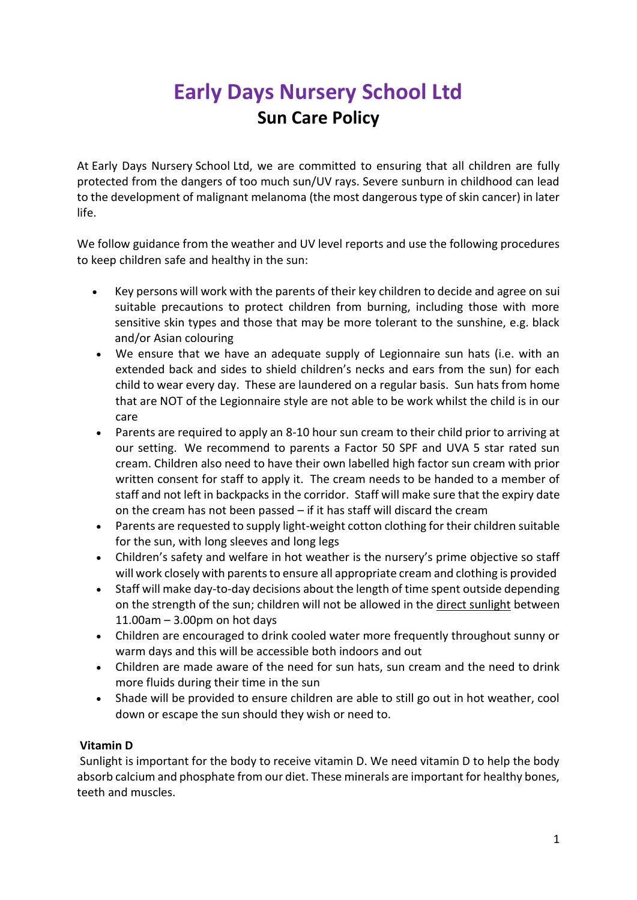# Early Days Nursery School Ltd

## Sun Care Policy

At Early Days Nursery School Ltd, we are committed to ensuring that all children are fully protected from the dangers of too much sun/UV rays. Severe sunburn in childhood can lead to the development of malignant melanoma (the most dangerous type of skin cancer) in later life.

We follow guidance from the weather and UV level reports and use the following procedures to keep children safe and healthy in the sun:

- Key persons will work with the parents of their key children to decide and agree on sui suitable precautions to protect children from burning, including those with more sensitive skin types and those that may be more tolerant to the sunshine, e.g. black and/or Asian colouring
- We ensure that we have an adequate supply of Legionnaire sun hats (i.e. with an extended back and sides to shield children's necks and ears from the sun) for each child to wear every day. These are laundered on a regular basis. Sun hats from home that are NOT of the Legionnaire style are not able to be work whilst the child is in our care
- Parents are required to apply an 8-10 hour sun cream to their child prior to arriving at our setting. We recommend to parents a Factor 50 SPF and UVA 5 star rated sun cream. Children also need to have their own labelled high factor sun cream with prior written consent for staff to apply it. The cream needs to be handed to a member of staff and not left in backpacks in the corridor. Staff will make sure that the expiry date on the cream has not been passed – if it has staff will discard the cream
- Parents are requested to supply light-weight cotton clothing for their children suitable for the sun, with long sleeves and long legs
- Children's safety and welfare in hot weather is the nursery's prime objective so staff will work closely with parents to ensure all appropriate cream and clothing is provided
- Staff will make day-to-day decisions about the length of time spent outside depending on the strength of the sun; children will not be allowed in the <u>direct sunlight</u> between 11.00am – 3.00pm on hot days
- Children are encouraged to drink cooled water more frequently throughout sunny or warm days and this will be accessible both indoors and out
- Children are made aware of the need for sun hats, sun cream and the need to drink more fluids during their time in the sun
- Shade will be provided to ensure children are able to still go out in hot weather, cool down or escape the sun should they wish or need to.

**Vitamin D**

Sunlight is important for the body to receive vitamin D. We need vitamin D to help the body absorb calcium and phosphate from our diet. These minerals are important for healthy bones, teeth and muscles.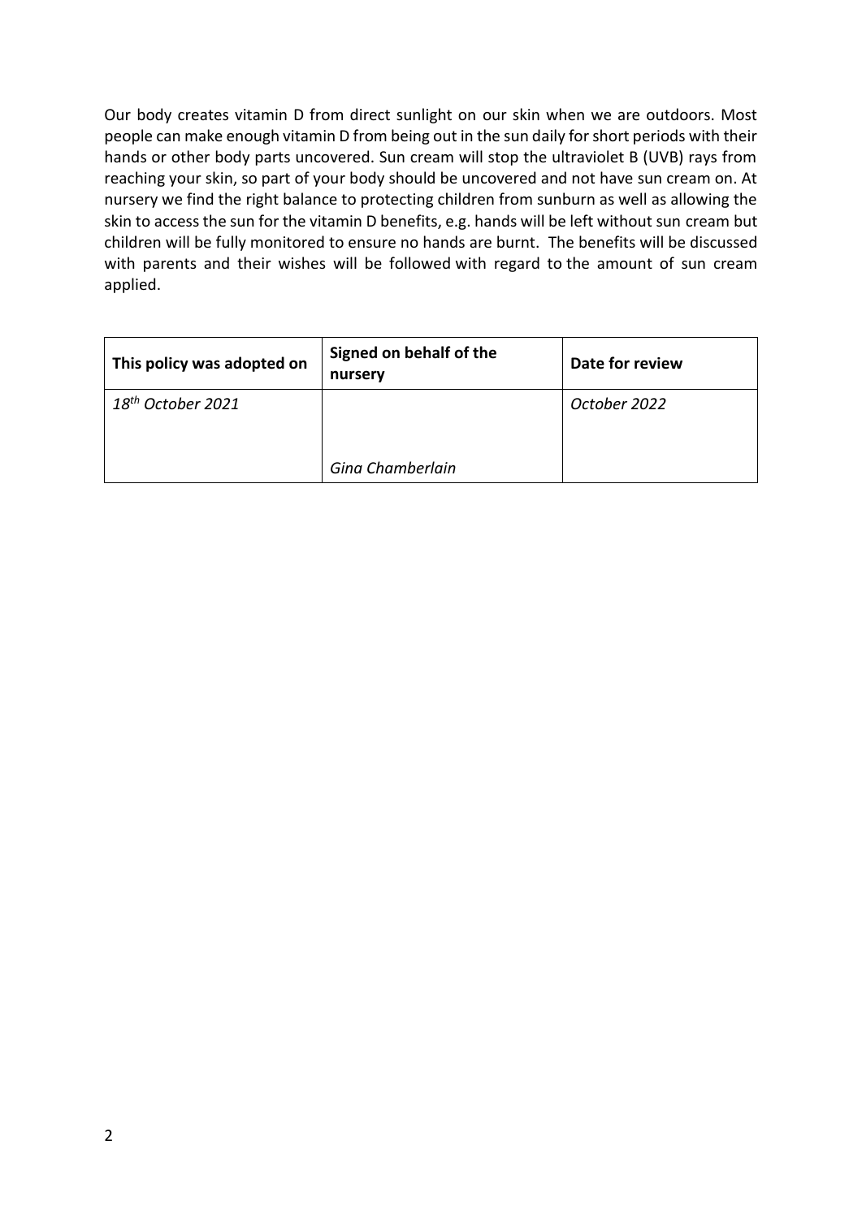Our body creates vitamin D from direct sunlight on our skin when we are outdoors. Most people can make enough vitamin D from being out in the sun daily for short periods with their hands or other body parts uncovered. Sun cream will stop the ultraviolet B (UVB) rays from reaching your skin, so part of your body should be uncovered and not have sun cream on. At nursery we find the right balance to protecting children from sunburn as well as allowing the skin to access the sun for the vitamin D benefits, e.g. hands will be left without sun cream but children will be fully monitored to ensure no hands are burnt. The benefits will be discussed with parents and their wishes will be followed with regard to the amount of sun cream applied.

| This policy was adopted on | Signed on behalf of the nursery | Date for review |
|---|---|---|
| *18th October 2021* | *Gina Chamberlain* | *October 2022* |